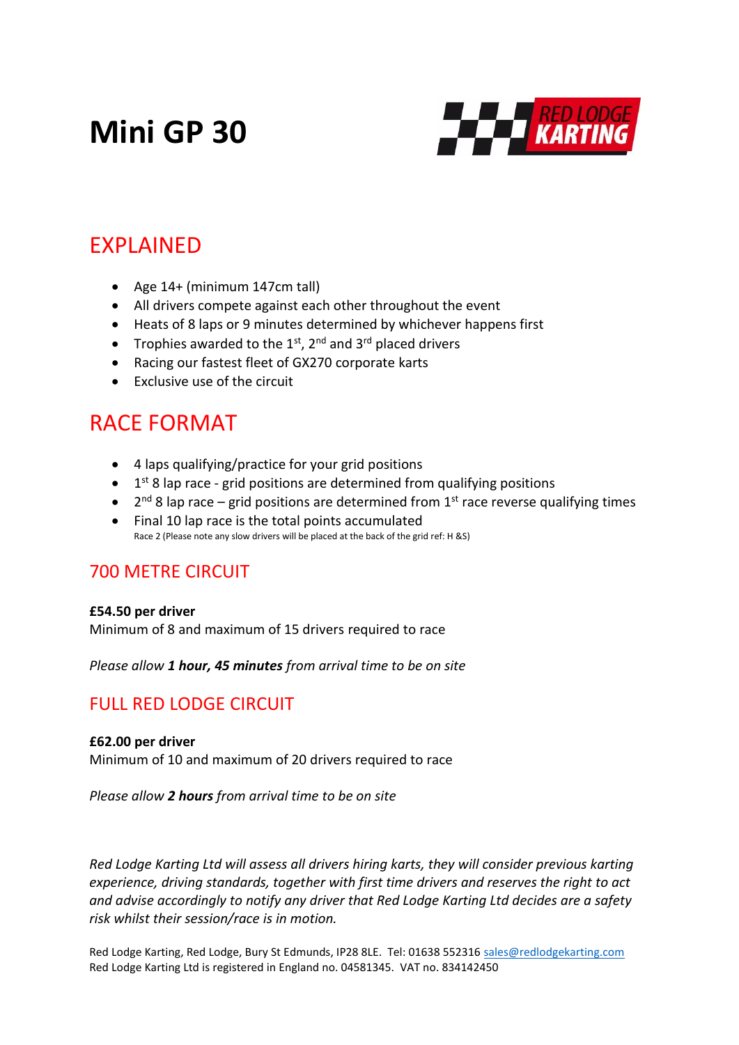# Mini GP 30

RED LODGE KARTING

## EXPLAINED

- Age 14+ (minimum 147cm tall)
- All drivers compete against each other throughout the event
- Heats of 8 laps or 9 minutes determined by whichever happens first
- Trophies awarded to the 1st, 2nd and 3rd placed drivers
- Racing our fastest fleet of GX270 corporate karts
- Exclusive use of the circuit

## RACE FORMAT

- 4 laps qualifying/practice for your grid positions
- 1st 8 lap race - grid positions are determined from qualifying positions
- 2nd 8 lap race – grid positions are determined from 1st race reverse qualifying times
- Final 10 lap race is the total points accumulated

Race 2 (Please note any slow drivers will be placed at the back of the grid ref: H &S)

### 700 METRE CIRCUIT

**£54.50 per driver**
Minimum of 8 and maximum of 15 drivers required to race

*Please allow **1 hour, 45 minutes** from arrival time to be on site*

### FULL RED LODGE CIRCUIT

**£62.00 per driver**
Minimum of 10 and maximum of 20 drivers required to race

*Please allow **2 hours** from arrival time to be on site*

*Red Lodge Karting Ltd will assess all drivers hiring karts, they will consider previous karting experience, driving standards, together with first time drivers and reserves the right to act and advise accordingly to notify any driver that Red Lodge Karting Ltd decides are a safety risk whilst their session/race is in motion.*

Red Lodge Karting, Red Lodge, Bury St Edmunds, IP28 8LE. Tel: 01638 552316 sales@redlodgekarting.com
Red Lodge Karting Ltd is registered in England no. 04581345. VAT no. 834142450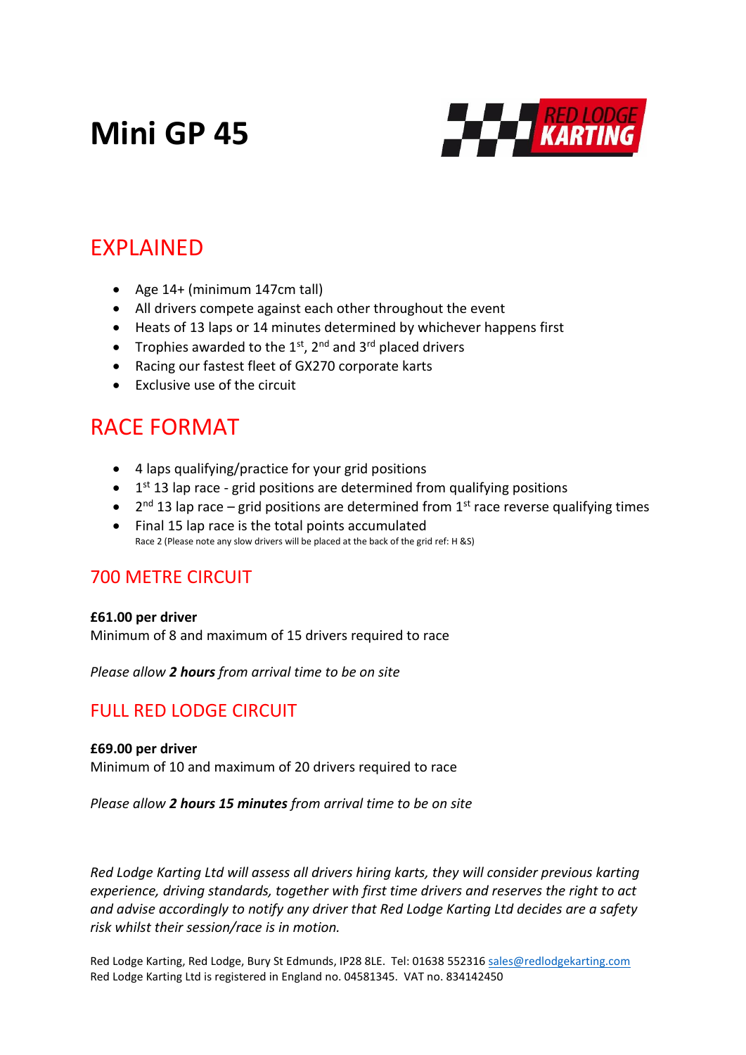# Mini GP 45

## EXPLAINED

- Age 14+ (minimum 147cm tall)
- All drivers compete against each other throughout the event
- Heats of 13 laps or 14 minutes determined by whichever happens first
- Trophies awarded to the 1st, 2nd and 3rd placed drivers
- Racing our fastest fleet of GX270 corporate karts
- Exclusive use of the circuit

## RACE FORMAT

- 4 laps qualifying/practice for your grid positions
- 1st 13 lap race - grid positions are determined from qualifying positions
- 2nd 13 lap race – grid positions are determined from 1st race reverse qualifying times
- Final 15 lap race is the total points accumulated

Race 2 (Please note any slow drivers will be placed at the back of the grid ref: H &S)

### 700 METRE CIRCUIT

**£61.00 per driver**
Minimum of 8 and maximum of 15 drivers required to race

*Please allow **2 hours** from arrival time to be on site*

### FULL RED LODGE CIRCUIT

**£69.00 per driver**
Minimum of 10 and maximum of 20 drivers required to race

*Please allow **2 hours 15 minutes** from arrival time to be on site*

*Red Lodge Karting Ltd will assess all drivers hiring karts, they will consider previous karting experience, driving standards, together with first time drivers and reserves the right to act and advise accordingly to notify any driver that Red Lodge Karting Ltd decides are a safety risk whilst their session/race is in motion.*

Red Lodge Karting, Red Lodge, Bury St Edmunds, IP28 8LE. Tel: 01638 552316 sales@redlodgekarting.com
Red Lodge Karting Ltd is registered in England no. 04581345. VAT no. 834142450